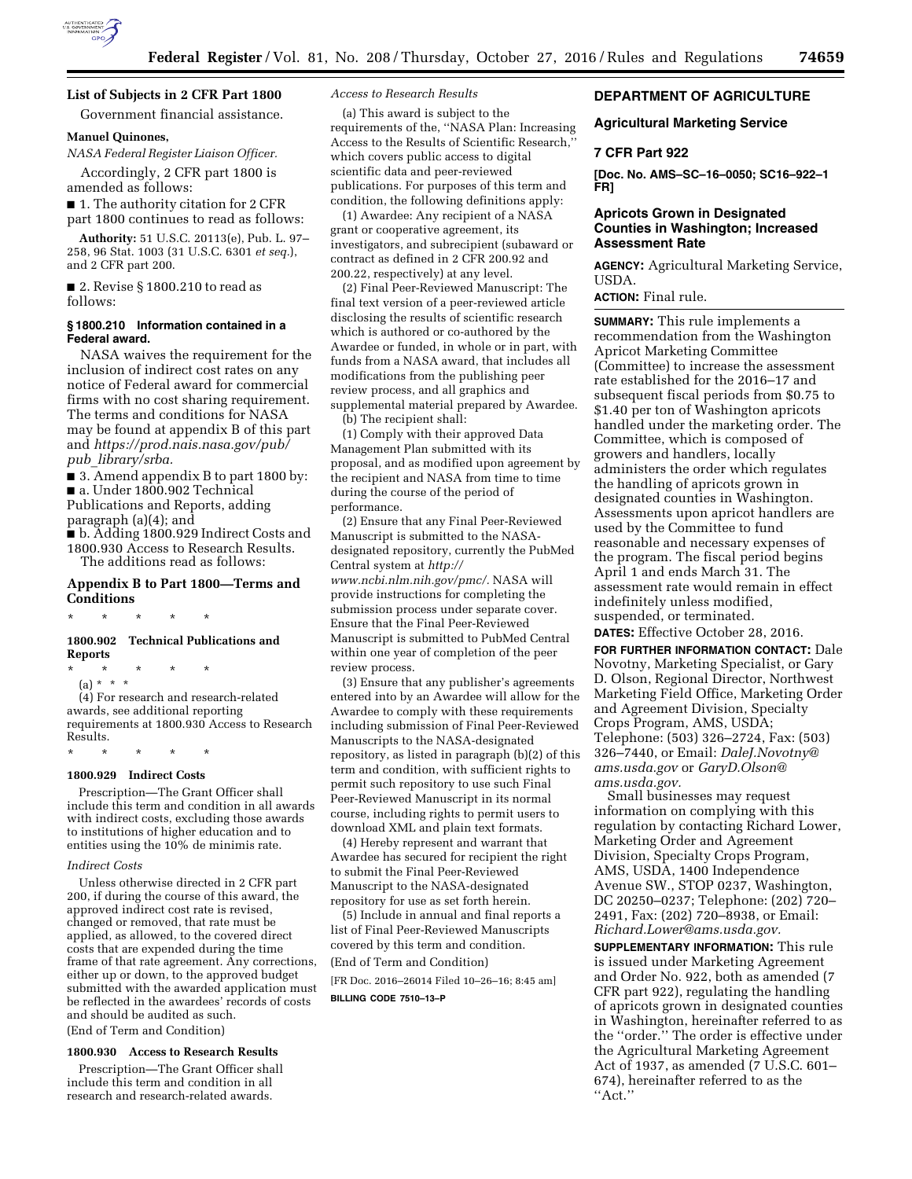## List of Subjects in 2 CFR Part 1800

Government financial assistance.

**Manuel Quinones,**

*NASA Federal Register Liaison Officer.*

Accordingly, 2 CFR part 1800 is amended as follows:

■ 1. The authority citation for 2 CFR part 1800 continues to read as follows:

**Authority:** 51 U.S.C. 20113(e), Pub. L. 97–258, 96 Stat. 1003 (31 U.S.C. 6301 *et seq.*), and 2 CFR part 200.

■ 2. Revise § 1800.210 to read as follows:

### § 1800.210 Information contained in a Federal award.

NASA waives the requirement for the inclusion of indirect cost rates on any notice of Federal award for commercial firms with no cost sharing requirement. The terms and conditions for NASA may be found at appendix B of this part and *https://prod.nais.nasa.gov/pub/pub_library/srba.*

■ 3. Amend appendix B to part 1800 by:

■ a. Under 1800.902 Technical Publications and Reports, adding paragraph (a)(4); and

■ b. Adding 1800.929 Indirect Costs and 1800.930 Access to Research Results.

The additions read as follows:

## Appendix B to Part 1800—Terms and Conditions

\* \* \* \* \*

### 1800.902 Technical Publications and Reports

\* \* \* \* \*

(a) \* \* \*

(4) For research and research-related awards, see additional reporting requirements at 1800.930 Access to Research Results.

\* \* \* \* \*

### 1800.929 Indirect Costs

Prescription—The Grant Officer shall include this term and condition in all awards with indirect costs, excluding those awards to institutions of higher education and to entities using the 10% de minimis rate.

*Indirect Costs*

Unless otherwise directed in 2 CFR part 200, if during the course of this award, the approved indirect cost rate is revised, changed or removed, that rate must be applied, as allowed, to the covered direct costs that are expended during the time frame of that rate agreement. Any corrections, either up or down, to the approved budget submitted with the awarded application must be reflected in the awardees' records of costs and should be audited as such.

(End of Term and Condition)

### 1800.930 Access to Research Results

Prescription—The Grant Officer shall include this term and condition in all research and research-related awards.

*Access to Research Results*

(a) This award is subject to the requirements of the, ''NASA Plan: Increasing Access to the Results of Scientific Research,'' which covers public access to digital scientific data and peer-reviewed publications. For purposes of this term and condition, the following definitions apply:

(1) Awardee: Any recipient of a NASA grant or cooperative agreement, its investigators, and subrecipient (subaward or contract as defined in 2 CFR 200.92 and 200.22, respectively) at any level.

(2) Final Peer-Reviewed Manuscript: The final text version of a peer-reviewed article disclosing the results of scientific research which is authored or co-authored by the Awardee or funded, in whole or in part, with funds from a NASA award, that includes all modifications from the publishing peer review process, and all graphics and supplemental material prepared by Awardee.

(b) The recipient shall:

(1) Comply with their approved Data Management Plan submitted with its proposal, and as modified upon agreement by the recipient and NASA from time to time during the course of the period of performance.

(2) Ensure that any Final Peer-Reviewed Manuscript is submitted to the NASA-designated repository, currently the PubMed Central system at *http://www.ncbi.nlm.nih.gov/pmc/.* NASA will provide instructions for completing the submission process under separate cover. Ensure that the Final Peer-Reviewed Manuscript is submitted to PubMed Central within one year of completion of the peer review process.

(3) Ensure that any publisher's agreements entered into by an Awardee will allow for the Awardee to comply with these requirements including submission of Final Peer-Reviewed Manuscripts to the NASA-designated repository, as listed in paragraph (b)(2) of this term and condition, with sufficient rights to permit such repository to use such Final Peer-Reviewed Manuscript in its normal course, including rights to permit users to download XML and plain text formats.

(4) Hereby represent and warrant that Awardee has secured for recipient the right to submit the Final Peer-Reviewed Manuscript to the NASA-designated repository for use as set forth herein.

(5) Include in annual and final reports a list of Final Peer-Reviewed Manuscripts covered by this term and condition.

(End of Term and Condition)

[FR Doc. 2016–26014 Filed 10–26–16; 8:45 am]

**BILLING CODE 7510–13–P**

## DEPARTMENT OF AGRICULTURE

## Agricultural Marketing Service

## 7 CFR Part 922

**[Doc. No. AMS–SC–16–0050; SC16–922–1 FR]**

## Apricots Grown in Designated Counties in Washington; Increased Assessment Rate

**AGENCY:** Agricultural Marketing Service, USDA.

**ACTION:** Final rule.

**SUMMARY:** This rule implements a recommendation from the Washington Apricot Marketing Committee (Committee) to increase the assessment rate established for the 2016–17 and subsequent fiscal periods from $0.75 to $1.40 per ton of Washington apricots handled under the marketing order. The Committee, which is composed of growers and handlers, locally administers the order which regulates the handling of apricots grown in designated counties in Washington. Assessments upon apricot handlers are used by the Committee to fund reasonable and necessary expenses of the program. The fiscal period begins April 1 and ends March 31. The assessment rate would remain in effect indefinitely unless modified, suspended, or terminated.

**DATES:** Effective October 28, 2016.

**FOR FURTHER INFORMATION CONTACT:** Dale Novotny, Marketing Specialist, or Gary D. Olson, Regional Director, Northwest Marketing Field Office, Marketing Order and Agreement Division, Specialty Crops Program, AMS, USDA; Telephone: (503) 326–2724, Fax: (503) 326–7440, or Email: *DaleJ.Novotny@ams.usda.gov* or *GaryD.Olson@ams.usda.gov.*

Small businesses may request information on complying with this regulation by contacting Richard Lower, Marketing Order and Agreement Division, Specialty Crops Program, AMS, USDA, 1400 Independence Avenue SW., STOP 0237, Washington, DC 20250–0237; Telephone: (202) 720–2491, Fax: (202) 720–8938, or Email: *Richard.Lower@ams.usda.gov.*

**SUPPLEMENTARY INFORMATION:** This rule is issued under Marketing Agreement and Order No. 922, both as amended (7 CFR part 922), regulating the handling of apricots grown in designated counties in Washington, hereinafter referred to as the ''order.'' The order is effective under the Agricultural Marketing Agreement Act of 1937, as amended (7 U.S.C. 601–674), hereinafter referred to as the ''Act.''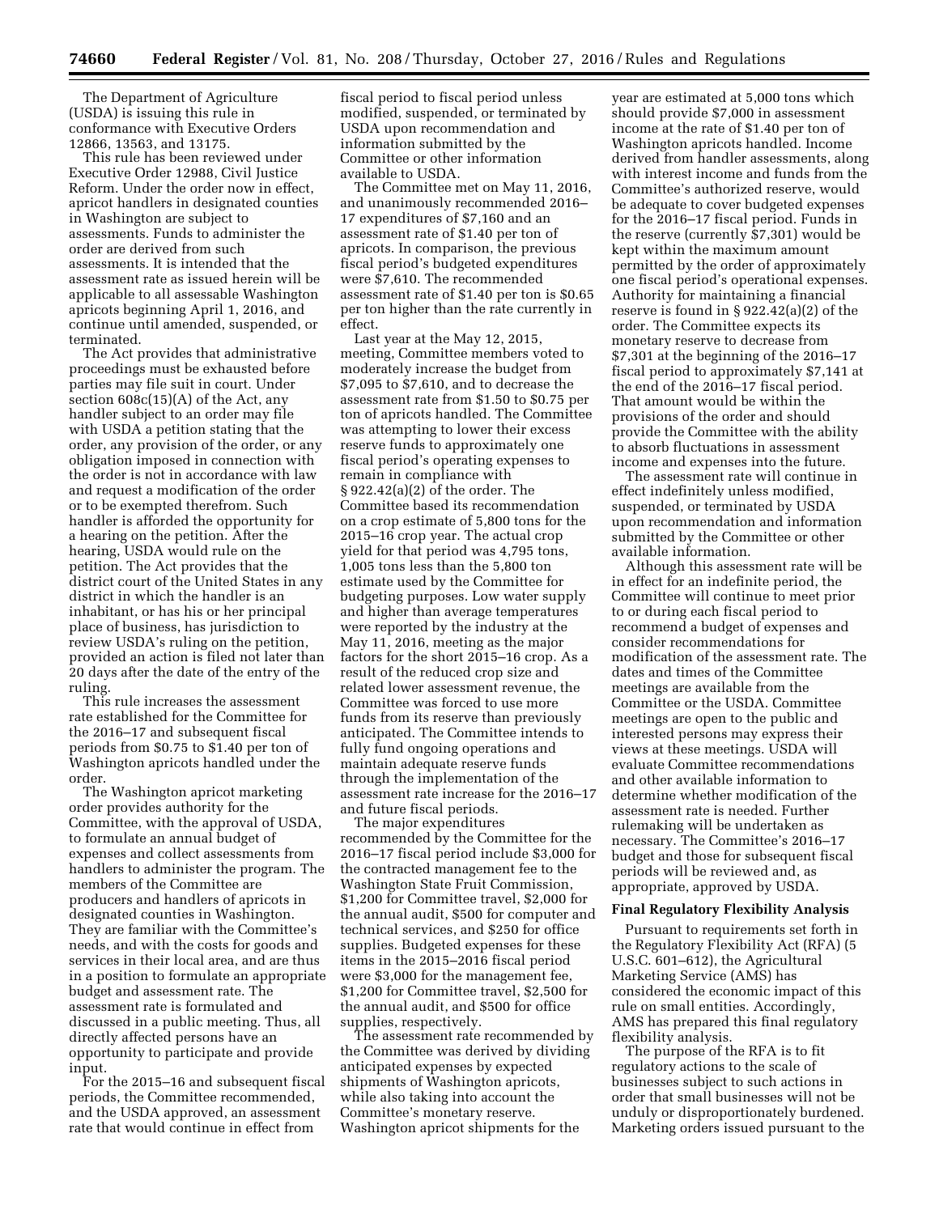The Department of Agriculture (USDA) is issuing this rule in conformance with Executive Orders 12866, 13563, and 13175.

This rule has been reviewed under Executive Order 12988, Civil Justice Reform. Under the order now in effect, apricot handlers in designated counties in Washington are subject to assessments. Funds to administer the order are derived from such assessments. It is intended that the assessment rate as issued herein will be applicable to all assessable Washington apricots beginning April 1, 2016, and continue until amended, suspended, or terminated.

The Act provides that administrative proceedings must be exhausted before parties may file suit in court. Under section 608c(15)(A) of the Act, any handler subject to an order may file with USDA a petition stating that the order, any provision of the order, or any obligation imposed in connection with the order is not in accordance with law and request a modification of the order or to be exempted therefrom. Such handler is afforded the opportunity for a hearing on the petition. After the hearing, USDA would rule on the petition. The Act provides that the district court of the United States in any district in which the handler is an inhabitant, or has his or her principal place of business, has jurisdiction to review USDA's ruling on the petition, provided an action is filed not later than 20 days after the date of the entry of the ruling.

This rule increases the assessment rate established for the Committee for the 2016–17 and subsequent fiscal periods from $0.75 to $1.40 per ton of Washington apricots handled under the order.

The Washington apricot marketing order provides authority for the Committee, with the approval of USDA, to formulate an annual budget of expenses and collect assessments from handlers to administer the program. The members of the Committee are producers and handlers of apricots in designated counties in Washington. They are familiar with the Committee's needs, and with the costs for goods and services in their local area, and are thus in a position to formulate an appropriate budget and assessment rate. The assessment rate is formulated and discussed in a public meeting. Thus, all directly affected persons have an opportunity to participate and provide input.

For the 2015–16 and subsequent fiscal periods, the Committee recommended, and the USDA approved, an assessment rate that would continue in effect from fiscal period to fiscal period unless modified, suspended, or terminated by USDA upon recommendation and information submitted by the Committee or other information available to USDA.

The Committee met on May 11, 2016, and unanimously recommended 2016–17 expenditures of $7,160 and an assessment rate of $1.40 per ton of apricots. In comparison, the previous fiscal period's budgeted expenditures were $7,610. The recommended assessment rate of $1.40 per ton is $0.65 per ton higher than the rate currently in effect.

Last year at the May 12, 2015, meeting, Committee members voted to moderately increase the budget from $7,095 to $7,610, and to decrease the assessment rate from $1.50 to $0.75 per ton of apricots handled. The Committee was attempting to lower their excess reserve funds to approximately one fiscal period's operating expenses to remain in compliance with § 922.42(a)(2) of the order. The Committee based its recommendation on a crop estimate of 5,800 tons for the 2015–16 crop year. The actual crop yield for that period was 4,795 tons, 1,005 tons less than the 5,800 ton estimate used by the Committee for budgeting purposes. Low water supply and higher than average temperatures were reported by the industry at the May 11, 2016, meeting as the major factors for the short 2015–16 crop. As a result of the reduced crop size and related lower assessment revenue, the Committee was forced to use more funds from its reserve than previously anticipated. The Committee intends to fully fund ongoing operations and maintain adequate reserve funds through the implementation of the assessment rate increase for the 2016–17 and future fiscal periods.

The major expenditures recommended by the Committee for the 2016–17 fiscal period include $3,000 for the contracted management fee to the Washington State Fruit Commission, $1,200 for Committee travel, $2,000 for the annual audit, $500 for computer and technical services, and $250 for office supplies. Budgeted expenses for these items in the 2015–2016 fiscal period were $3,000 for the management fee, $1,200 for Committee travel, $2,500 for the annual audit, and $500 for office supplies, respectively.

The assessment rate recommended by the Committee was derived by dividing anticipated expenses by expected shipments of Washington apricots, while also taking into account the Committee's monetary reserve. Washington apricot shipments for the year are estimated at 5,000 tons which should provide $7,000 in assessment income at the rate of $1.40 per ton of Washington apricots handled. Income derived from handler assessments, along with interest income and funds from the Committee's authorized reserve, would be adequate to cover budgeted expenses for the 2016–17 fiscal period. Funds in the reserve (currently $7,301) would be kept within the maximum amount permitted by the order of approximately one fiscal period's operational expenses. Authority for maintaining a financial reserve is found in § 922.42(a)(2) of the order. The Committee expects its monetary reserve to decrease from $7,301 at the beginning of the 2016–17 fiscal period to approximately $7,141 at the end of the 2016–17 fiscal period. That amount would be within the provisions of the order and should provide the Committee with the ability to absorb fluctuations in assessment income and expenses into the future.

The assessment rate will continue in effect indefinitely unless modified, suspended, or terminated by USDA upon recommendation and information submitted by the Committee or other available information.

Although this assessment rate will be in effect for an indefinite period, the Committee will continue to meet prior to or during each fiscal period to recommend a budget of expenses and consider recommendations for modification of the assessment rate. The dates and times of the Committee meetings are available from the Committee or the USDA. Committee meetings are open to the public and interested persons may express their views at these meetings. USDA will evaluate Committee recommendations and other available information to determine whether modification of the assessment rate is needed. Further rulemaking will be undertaken as necessary. The Committee's 2016–17 budget and those for subsequent fiscal periods will be reviewed and, as appropriate, approved by USDA.

## Final Regulatory Flexibility Analysis

Pursuant to requirements set forth in the Regulatory Flexibility Act (RFA) (5 U.S.C. 601–612), the Agricultural Marketing Service (AMS) has considered the economic impact of this rule on small entities. Accordingly, AMS has prepared this final regulatory flexibility analysis.

The purpose of the RFA is to fit regulatory actions to the scale of businesses subject to such actions in order that small businesses will not be unduly or disproportionately burdened. Marketing orders issued pursuant to the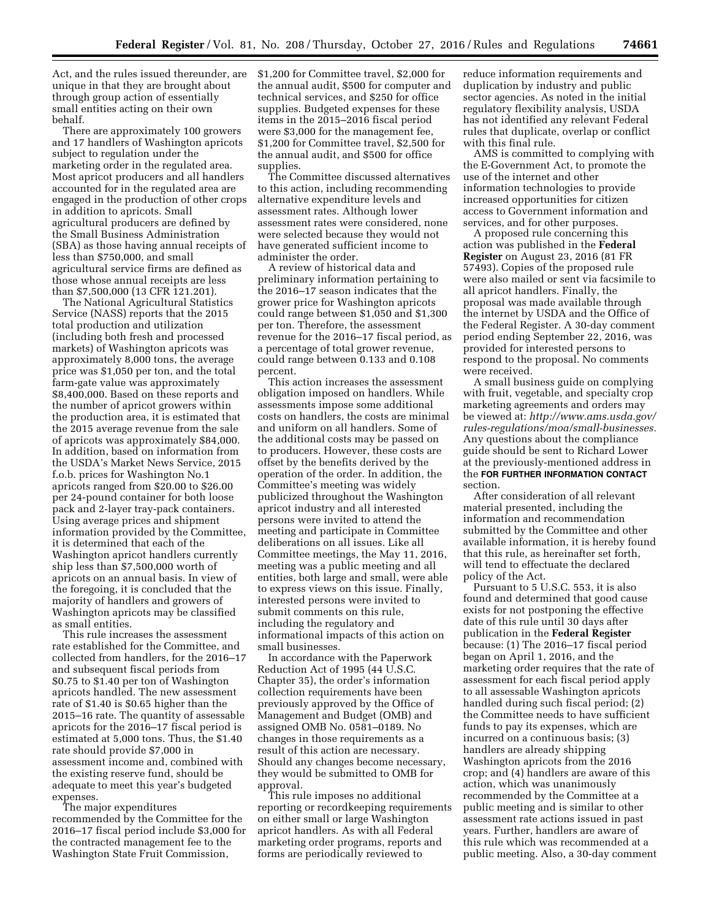Act, and the rules issued thereunder, are unique in that they are brought about through group action of essentially small entities acting on their own behalf.

There are approximately 100 growers and 17 handlers of Washington apricots subject to regulation under the marketing order in the regulated area. Most apricot producers and all handlers accounted for in the regulated area are engaged in the production of other crops in addition to apricots. Small agricultural producers are defined by the Small Business Administration (SBA) as those having annual receipts of less than $750,000, and small agricultural service firms are defined as those whose annual receipts are less than $7,500,000 (13 CFR 121.201).

The National Agricultural Statistics Service (NASS) reports that the 2015 total production and utilization (including both fresh and processed markets) of Washington apricots was approximately 8,000 tons, the average price was $1,050 per ton, and the total farm-gate value was approximately $8,400,000. Based on these reports and the number of apricot growers within the production area, it is estimated that the 2015 average revenue from the sale of apricots was approximately $84,000. In addition, based on information from the USDA's Market News Service, 2015 f.o.b. prices for Washington No.1 apricots ranged from $20.00 to $26.00 per 24-pound container for both loose pack and 2-layer tray-pack containers. Using average prices and shipment information provided by the Committee, it is determined that each of the Washington apricot handlers currently ship less than $7,500,000 worth of apricots on an annual basis. In view of the foregoing, it is concluded that the majority of handlers and growers of Washington apricots may be classified as small entities.

This rule increases the assessment rate established for the Committee, and collected from handlers, for the 2016–17 and subsequent fiscal periods from $0.75 to $1.40 per ton of Washington apricots handled. The new assessment rate of $1.40 is $0.65 higher than the 2015–16 rate. The quantity of assessable apricots for the 2016–17 fiscal period is estimated at 5,000 tons. Thus, the $1.40 rate should provide $7,000 in assessment income and, combined with the existing reserve fund, should be adequate to meet this year's budgeted expenses.

The major expenditures recommended by the Committee for the 2016–17 fiscal period include $3,000 for the contracted management fee to the Washington State Fruit Commission, $1,200 for Committee travel, $2,000 for the annual audit, $500 for computer and technical services, and $250 for office supplies. Budgeted expenses for these items in the 2015–2016 fiscal period were $3,000 for the management fee, $1,200 for Committee travel, $2,500 for the annual audit, and $500 for office supplies.

The Committee discussed alternatives to this action, including recommending alternative expenditure levels and assessment rates. Although lower assessment rates were considered, none were selected because they would not have generated sufficient income to administer the order.

A review of historical data and preliminary information pertaining to the 2016–17 season indicates that the grower price for Washington apricots could range between $1,050 and $1,300 per ton. Therefore, the assessment revenue for the 2016–17 fiscal period, as a percentage of total grower revenue, could range between 0.133 and 0.108 percent.

This action increases the assessment obligation imposed on handlers. While assessments impose some additional costs on handlers, the costs are minimal and uniform on all handlers. Some of the additional costs may be passed on to producers. However, these costs are offset by the benefits derived by the operation of the order. In addition, the Committee's meeting was widely publicized throughout the Washington apricot industry and all interested persons were invited to attend the meeting and participate in Committee deliberations on all issues. Like all Committee meetings, the May 11, 2016, meeting was a public meeting and all entities, both large and small, were able to express views on this issue. Finally, interested persons were invited to submit comments on this rule, including the regulatory and informational impacts of this action on small businesses.

In accordance with the Paperwork Reduction Act of 1995 (44 U.S.C. Chapter 35), the order's information collection requirements have been previously approved by the Office of Management and Budget (OMB) and assigned OMB No. 0581–0189. No changes in those requirements as a result of this action are necessary. Should any changes become necessary, they would be submitted to OMB for approval.

This rule imposes no additional reporting or recordkeeping requirements on either small or large Washington apricot handlers. As with all Federal marketing order programs, reports and forms are periodically reviewed to reduce information requirements and duplication by industry and public sector agencies. As noted in the initial regulatory flexibility analysis, USDA has not identified any relevant Federal rules that duplicate, overlap or conflict with this final rule.

AMS is committed to complying with the E-Government Act, to promote the use of the internet and other information technologies to provide increased opportunities for citizen access to Government information and services, and for other purposes.

A proposed rule concerning this action was published in the **Federal Register** on August 23, 2016 (81 FR 57493). Copies of the proposed rule were also mailed or sent via facsimile to all apricot handlers. Finally, the proposal was made available through the internet by USDA and the Office of the Federal Register. A 30-day comment period ending September 22, 2016, was provided for interested persons to respond to the proposal. No comments were received.

A small business guide on complying with fruit, vegetable, and specialty crop marketing agreements and orders may be viewed at: *http://www.ams.usda.gov/rules-regulations/moa/small-businesses.* Any questions about the compliance guide should be sent to Richard Lower at the previously-mentioned address in the **FOR FURTHER INFORMATION CONTACT** section.

After consideration of all relevant material presented, including the information and recommendation submitted by the Committee and other available information, it is hereby found that this rule, as hereinafter set forth, will tend to effectuate the declared policy of the Act.

Pursuant to 5 U.S.C. 553, it is also found and determined that good cause exists for not postponing the effective date of this rule until 30 days after publication in the **Federal Register** because: (1) The 2016–17 fiscal period began on April 1, 2016, and the marketing order requires that the rate of assessment for each fiscal period apply to all assessable Washington apricots handled during such fiscal period; (2) the Committee needs to have sufficient funds to pay its expenses, which are incurred on a continuous basis; (3) handlers are already shipping Washington apricots from the 2016 crop; and (4) handlers are aware of this action, which was unanimously recommended by the Committee at a public meeting and is similar to other assessment rate actions issued in past years. Further, handlers are aware of this rule which was recommended at a public meeting. Also, a 30-day comment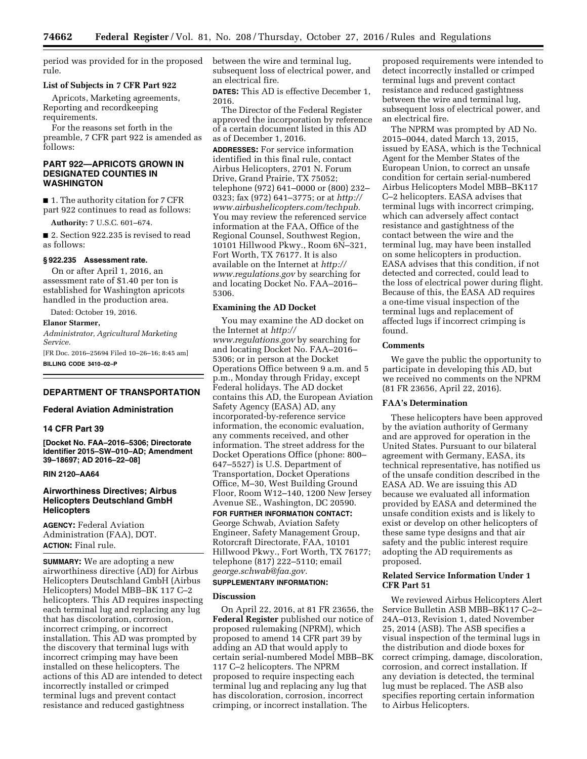period was provided for in the proposed rule.

### List of Subjects in 7 CFR Part 922

Apricots, Marketing agreements, Reporting and recordkeeping requirements.

For the reasons set forth in the preamble, 7 CFR part 922 is amended as follows:

## PART 922—APRICOTS GROWN IN DESIGNATED COUNTIES IN WASHINGTON

■ 1. The authority citation for 7 CFR part 922 continues to read as follows:

**Authority:** 7 U.S.C. 601–674.

■ 2. Section 922.235 is revised to read as follows:

### § 922.235 Assessment rate.

On or after April 1, 2016, an assessment rate of $1.40 per ton is established for Washington apricots handled in the production area.

Dated: October 19, 2016.

**Elanor Starmer,**

*Administrator, Agricultural Marketing Service.*

[FR Doc. 2016–25694 Filed 10–26–16; 8:45 am]

**BILLING CODE 3410–02–P**

## DEPARTMENT OF TRANSPORTATION

### Federal Aviation Administration

### 14 CFR Part 39

**[Docket No. FAA–2016–5306; Directorate Identifier 2015–SW–010–AD; Amendment 39–18697; AD 2016–22–08]**

**RIN 2120–AA64**

## Airworthiness Directives; Airbus Helicopters Deutschland GmbH Helicopters

**AGENCY:** Federal Aviation Administration (FAA), DOT.

**ACTION:** Final rule.

**SUMMARY:** We are adopting a new airworthiness directive (AD) for Airbus Helicopters Deutschland GmbH (Airbus Helicopters) Model MBB–BK 117 C–2 helicopters. This AD requires inspecting each terminal lug and replacing any lug that has discoloration, corrosion, incorrect crimping, or incorrect installation. This AD was prompted by the discovery that terminal lugs with incorrect crimping may have been installed on these helicopters. The actions of this AD are intended to detect incorrectly installed or crimped terminal lugs and prevent contact resistance and reduced gastightness between the wire and terminal lug, subsequent loss of electrical power, and an electrical fire.

**DATES:** This AD is effective December 1, 2016.

The Director of the Federal Register approved the incorporation by reference of a certain document listed in this AD as of December 1, 2016.

**ADDRESSES:** For service information identified in this final rule, contact Airbus Helicopters, 2701 N. Forum Drive, Grand Prairie, TX 75052; telephone (972) 641–0000 or (800) 232–0323; fax (972) 641–3775; or at *http://www.airbushelicopters.com/techpub.* You may review the referenced service information at the FAA, Office of the Regional Counsel, Southwest Region, 10101 Hillwood Pkwy., Room 6N–321, Fort Worth, TX 76177. It is also available on the Internet at *http://www.regulations.gov* by searching for and locating Docket No. FAA–2016–5306.

### Examining the AD Docket

You may examine the AD docket on the Internet at *http://www.regulations.gov* by searching for and locating Docket No. FAA–2016–5306; or in person at the Docket Operations Office between 9 a.m. and 5 p.m., Monday through Friday, except Federal holidays. The AD docket contains this AD, the European Aviation Safety Agency (EASA) AD, any incorporated-by-reference service information, the economic evaluation, any comments received, and other information. The street address for the Docket Operations Office (phone: 800–647–5527) is U.S. Department of Transportation, Docket Operations Office, M–30, West Building Ground Floor, Room W12–140, 1200 New Jersey Avenue SE., Washington, DC 20590.

**FOR FURTHER INFORMATION CONTACT:** George Schwab, Aviation Safety Engineer, Safety Management Group, Rotorcraft Directorate, FAA, 10101 Hillwood Pkwy., Fort Worth, TX 76177; telephone (817) 222–5110; email *george.schwab@faa.gov.*

**SUPPLEMENTARY INFORMATION:**

### Discussion

On April 22, 2016, at 81 FR 23656, the **Federal Register** published our notice of proposed rulemaking (NPRM), which proposed to amend 14 CFR part 39 by adding an AD that would apply to certain serial-numbered Model MBB–BK 117 C–2 helicopters. The NPRM proposed to require inspecting each terminal lug and replacing any lug that has discoloration, corrosion, incorrect crimping, or incorrect installation. The proposed requirements were intended to detect incorrectly installed or crimped terminal lugs and prevent contact resistance and reduced gastightness between the wire and terminal lug, subsequent loss of electrical power, and an electrical fire.

The NPRM was prompted by AD No. 2015–0044, dated March 13, 2015, issued by EASA, which is the Technical Agent for the Member States of the European Union, to correct an unsafe condition for certain serial-numbered Airbus Helicopters Model MBB–BK117 C–2 helicopters. EASA advises that terminal lugs with incorrect crimping, which can adversely affect contact resistance and gastightness of the contact between the wire and the terminal lug, may have been installed on some helicopters in production. EASA advises that this condition, if not detected and corrected, could lead to the loss of electrical power during flight. Because of this, the EASA AD requires a one-time visual inspection of the terminal lugs and replacement of affected lugs if incorrect crimping is found.

### Comments

We gave the public the opportunity to participate in developing this AD, but we received no comments on the NPRM (81 FR 23656, April 22, 2016).

### FAA's Determination

These helicopters have been approved by the aviation authority of Germany and are approved for operation in the United States. Pursuant to our bilateral agreement with Germany, EASA, its technical representative, has notified us of the unsafe condition described in the EASA AD. We are issuing this AD because we evaluated all information provided by EASA and determined the unsafe condition exists and is likely to exist or develop on other helicopters of these same type designs and that air safety and the public interest require adopting the AD requirements as proposed.

### Related Service Information Under 1 CFR Part 51

We reviewed Airbus Helicopters Alert Service Bulletin ASB MBB–BK117 C–2–24A–013, Revision 1, dated November 25, 2014 (ASB). The ASB specifies a visual inspection of the terminal lugs in the distribution and diode boxes for correct crimping, damage, discoloration, corrosion, and correct installation. If any deviation is detected, the terminal lug must be replaced. The ASB also specifies reporting certain information to Airbus Helicopters.